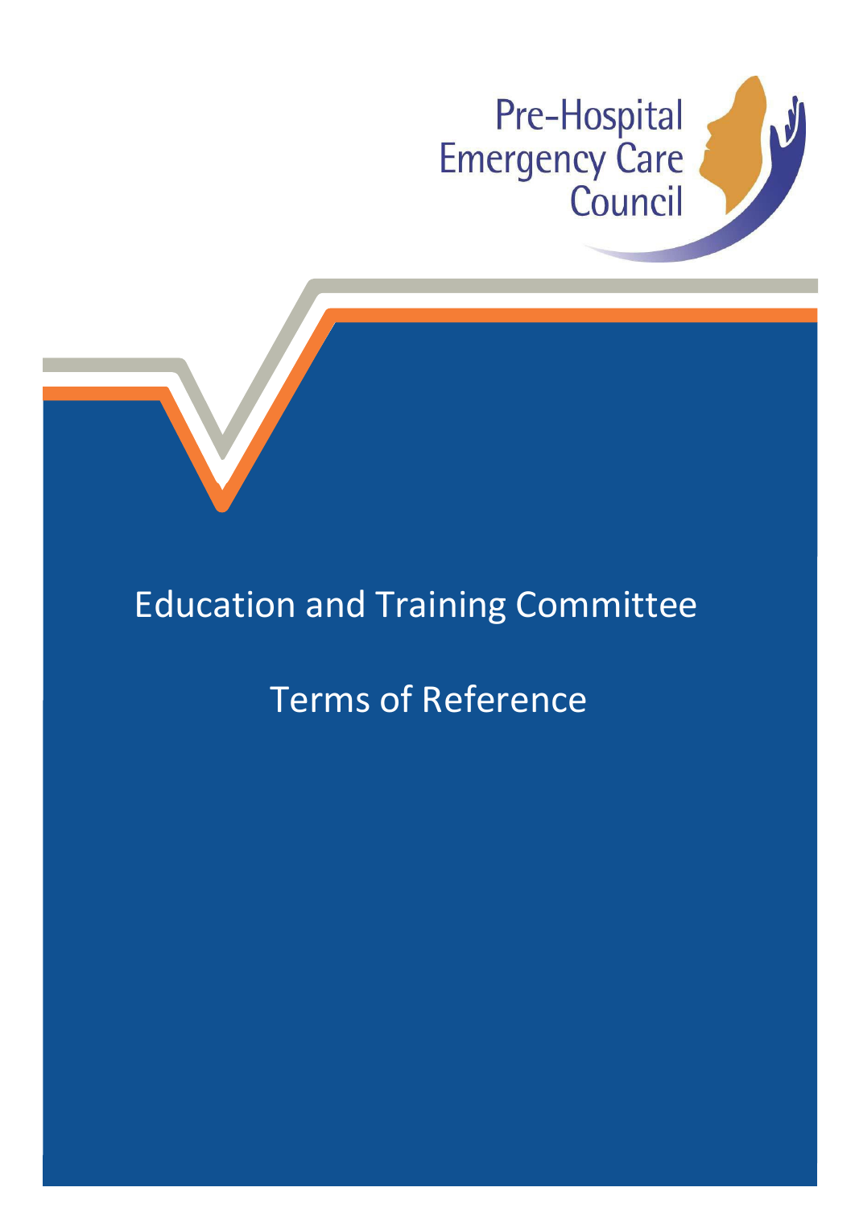Pre-Hospital Emergency Care Council

# Education and Training Committee

## Terms of Reference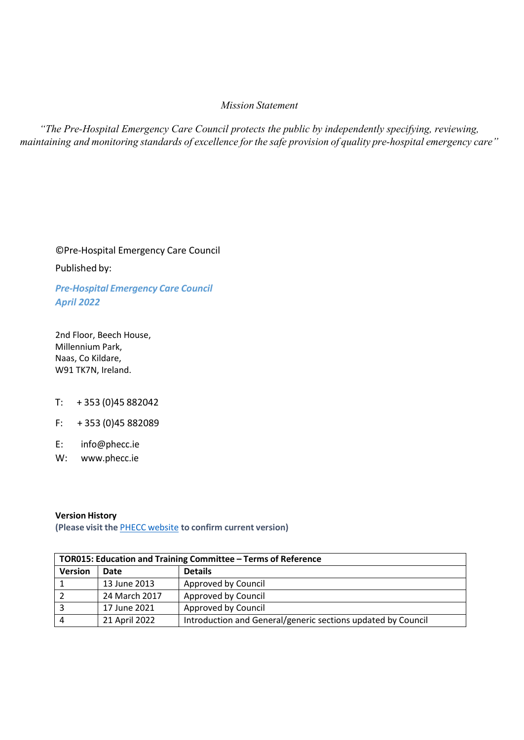*Mission Statement*

*"The Pre-Hospital Emergency Care Council protects the public by independently specifying, reviewing, maintaining and monitoring standards of excellence for the safe provision of quality pre-hospital emergency care"*

©Pre-Hospital Emergency Care Council

Published by:

***Pre-Hospital Emergency Care Council***
***April 2022***

2nd Floor, Beech House,
Millennium Park,
Naas, Co Kildare,
W91 TK7N, Ireland.

T: + 353 (0)45 882042

F: + 353 (0)45 882089

E: info@phecc.ie

W: www.phecc.ie

**Version History**
**(Please visit the PHECC website to confirm current version)**

| TOR015: Education and Training Committee – Terms of Reference | | |
|---|---|---|
| **Version** | **Date** | **Details** |
| 1 | 13 June 2013 | Approved by Council |
| 2 | 24 March 2017 | Approved by Council |
| 3 | 17 June 2021 | Approved by Council |
| 4 | 21 April 2022 | Introduction and General/generic sections updated by Council |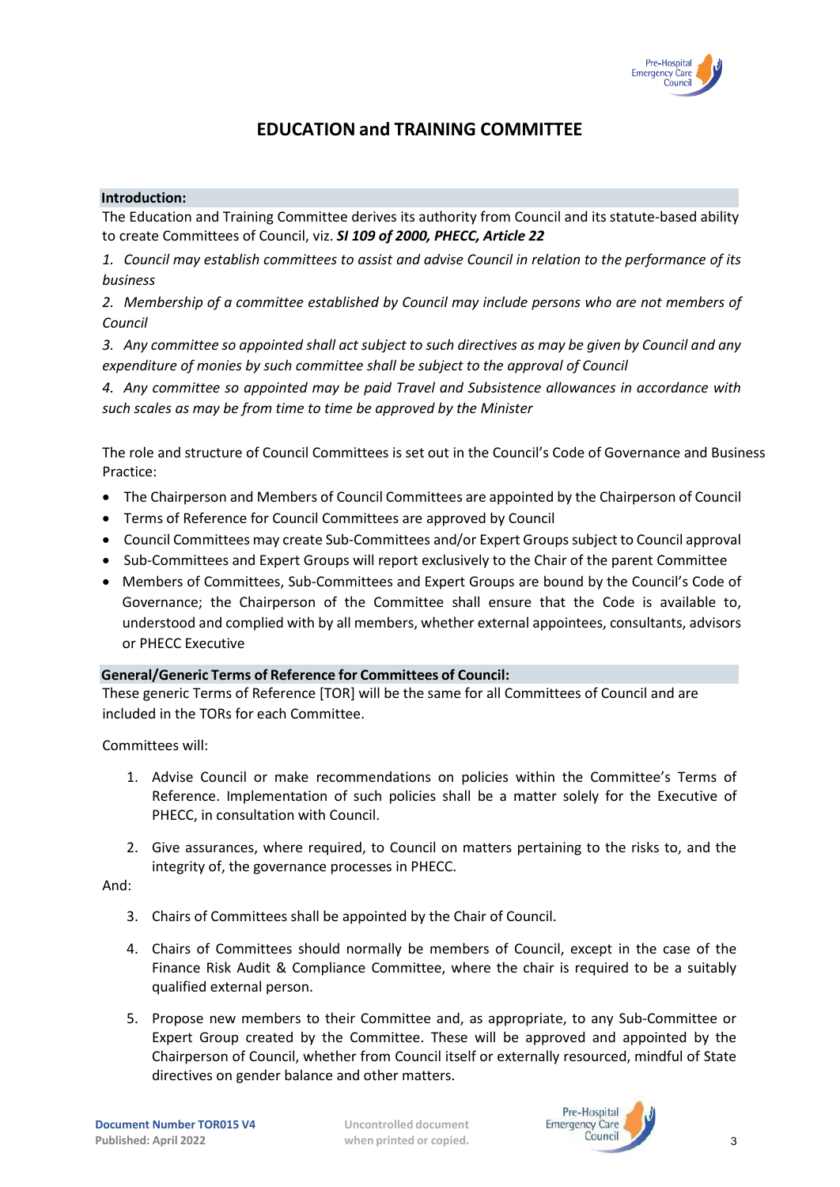# EDUCATION and TRAINING COMMITTEE

**Introduction:**

The Education and Training Committee derives its authority from Council and its statute-based ability to create Committees of Council, viz. ***SI 109 of 2000, PHECC, Article 22***

*1. Council may establish committees to assist and advise Council in relation to the performance of its business*

*2. Membership of a committee established by Council may include persons who are not members of Council*

*3. Any committee so appointed shall act subject to such directives as may be given by Council and any expenditure of monies by such committee shall be subject to the approval of Council*

*4. Any committee so appointed may be paid Travel and Subsistence allowances in accordance with such scales as may be from time to time be approved by the Minister*

The role and structure of Council Committees is set out in the Council's Code of Governance and Business Practice:

- The Chairperson and Members of Council Committees are appointed by the Chairperson of Council
- Terms of Reference for Council Committees are approved by Council
- Council Committees may create Sub-Committees and/or Expert Groups subject to Council approval
- Sub-Committees and Expert Groups will report exclusively to the Chair of the parent Committee
- Members of Committees, Sub-Committees and Expert Groups are bound by the Council's Code of Governance; the Chairperson of the Committee shall ensure that the Code is available to, understood and complied with by all members, whether external appointees, consultants, advisors or PHECC Executive

**General/Generic Terms of Reference for Committees of Council:**

These generic Terms of Reference [TOR] will be the same for all Committees of Council and are included in the TORs for each Committee.

Committees will:

1. Advise Council or make recommendations on policies within the Committee's Terms of Reference. Implementation of such policies shall be a matter solely for the Executive of PHECC, in consultation with Council.

2. Give assurances, where required, to Council on matters pertaining to the risks to, and the integrity of, the governance processes in PHECC.

And:

3. Chairs of Committees shall be appointed by the Chair of Council.

4. Chairs of Committees should normally be members of Council, except in the case of the Finance Risk Audit & Compliance Committee, where the chair is required to be a suitably qualified external person.

5. Propose new members to their Committee and, as appropriate, to any Sub-Committee or Expert Group created by the Committee. These will be approved and appointed by the Chairperson of Council, whether from Council itself or externally resourced, mindful of State directives on gender balance and other matters.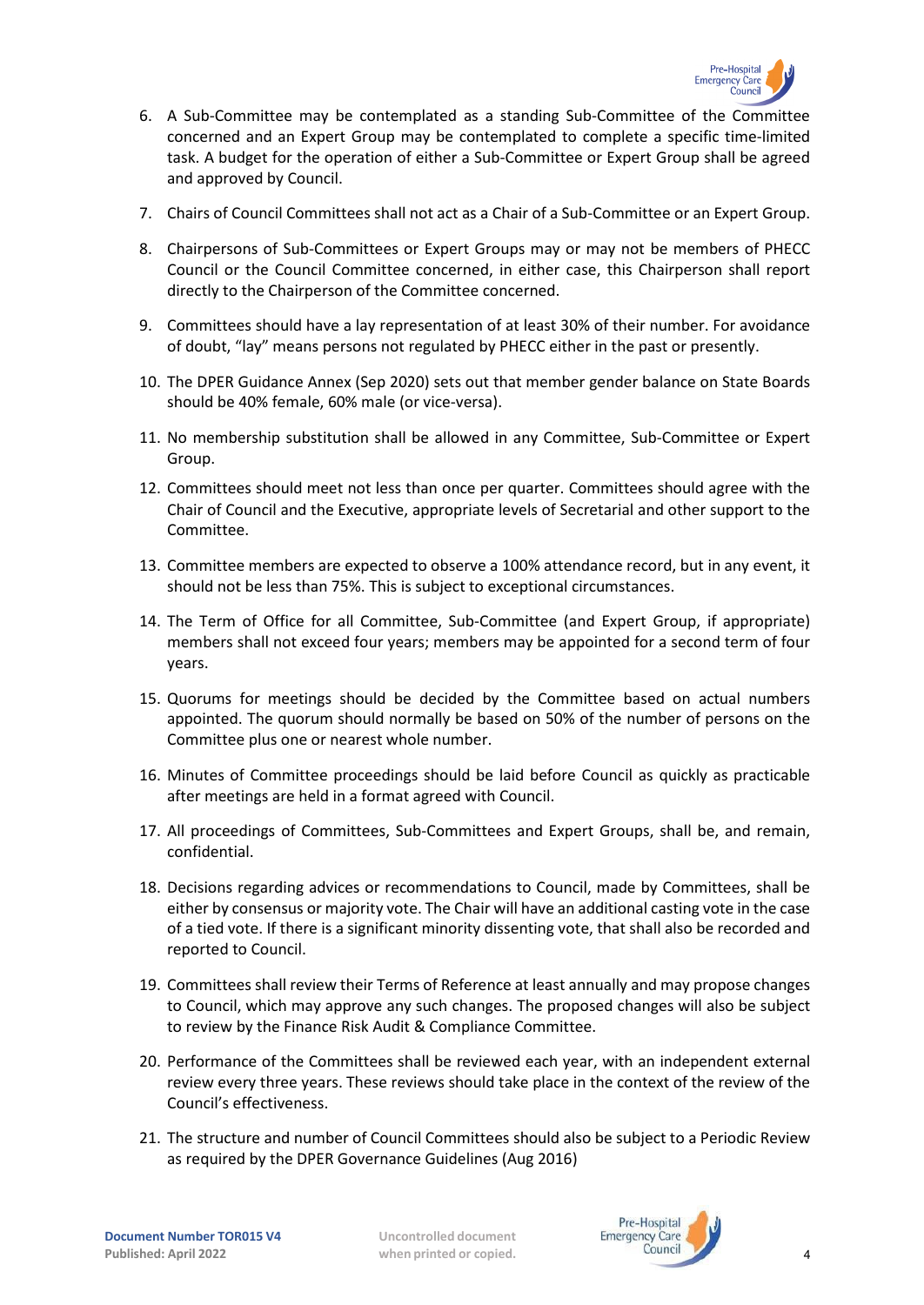6. A Sub-Committee may be contemplated as a standing Sub-Committee of the Committee concerned and an Expert Group may be contemplated to complete a specific time-limited task. A budget for the operation of either a Sub-Committee or Expert Group shall be agreed and approved by Council.
7. Chairs of Council Committees shall not act as a Chair of a Sub-Committee or an Expert Group.
8. Chairpersons of Sub-Committees or Expert Groups may or may not be members of PHECC Council or the Council Committee concerned, in either case, this Chairperson shall report directly to the Chairperson of the Committee concerned.
9. Committees should have a lay representation of at least 30% of their number. For avoidance of doubt, "lay" means persons not regulated by PHECC either in the past or presently.
10. The DPER Guidance Annex (Sep 2020) sets out that member gender balance on State Boards should be 40% female, 60% male (or vice-versa).
11. No membership substitution shall be allowed in any Committee, Sub-Committee or Expert Group.
12. Committees should meet not less than once per quarter. Committees should agree with the Chair of Council and the Executive, appropriate levels of Secretarial and other support to the Committee.
13. Committee members are expected to observe a 100% attendance record, but in any event, it should not be less than 75%. This is subject to exceptional circumstances.
14. The Term of Office for all Committee, Sub-Committee (and Expert Group, if appropriate) members shall not exceed four years; members may be appointed for a second term of four years.
15. Quorums for meetings should be decided by the Committee based on actual numbers appointed. The quorum should normally be based on 50% of the number of persons on the Committee plus one or nearest whole number.
16. Minutes of Committee proceedings should be laid before Council as quickly as practicable after meetings are held in a format agreed with Council.
17. All proceedings of Committees, Sub-Committees and Expert Groups, shall be, and remain, confidential.
18. Decisions regarding advices or recommendations to Council, made by Committees, shall be either by consensus or majority vote. The Chair will have an additional casting vote in the case of a tied vote. If there is a significant minority dissenting vote, that shall also be recorded and reported to Council.
19. Committees shall review their Terms of Reference at least annually and may propose changes to Council, which may approve any such changes. The proposed changes will also be subject to review by the Finance Risk Audit & Compliance Committee.
20. Performance of the Committees shall be reviewed each year, with an independent external review every three years. These reviews should take place in the context of the review of the Council's effectiveness.
21. The structure and number of Council Committees should also be subject to a Periodic Review as required by the DPER Governance Guidelines (Aug 2016)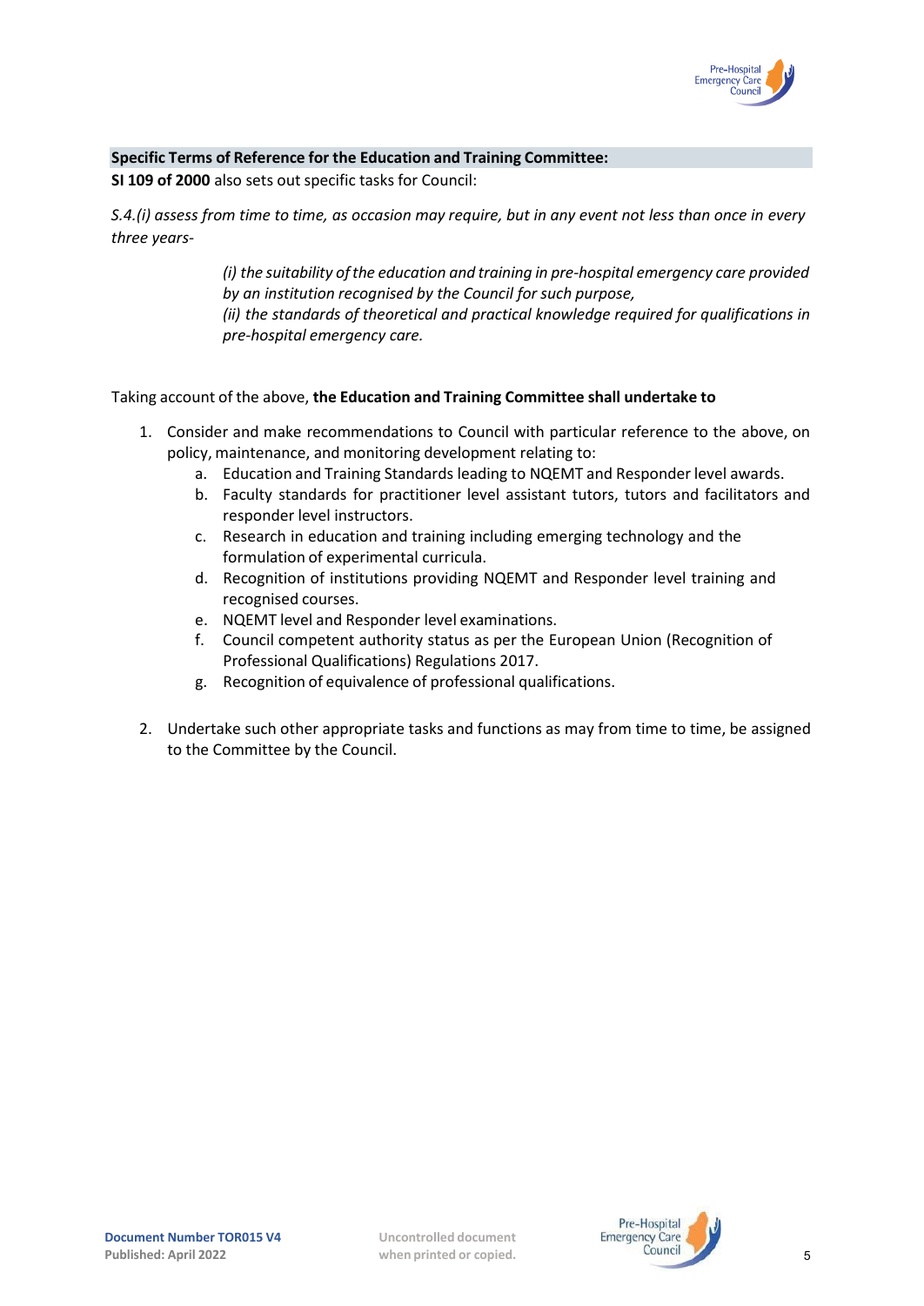**Specific Terms of Reference for the Education and Training Committee:**

**SI 109 of 2000** also sets out specific tasks for Council:

*S.4.(i) assess from time to time, as occasion may require, but in any event not less than once in every three years-*

> *(i) the suitability of the education and training in pre-hospital emergency care provided by an institution recognised by the Council for such purpose,*
> *(ii) the standards of theoretical and practical knowledge required for qualifications in pre-hospital emergency care.*

Taking account of the above, **the Education and Training Committee shall undertake to**

1. Consider and make recommendations to Council with particular reference to the above, on policy, maintenance, and monitoring development relating to:
    a. Education and Training Standards leading to NQEMT and Responder level awards.
    b. Faculty standards for practitioner level assistant tutors, tutors and facilitators and responder level instructors.
    c. Research in education and training including emerging technology and the formulation of experimental curricula.
    d. Recognition of institutions providing NQEMT and Responder level training and recognised courses.
    e. NQEMT level and Responder level examinations.
    f. Council competent authority status as per the European Union (Recognition of Professional Qualifications) Regulations 2017.
    g. Recognition of equivalence of professional qualifications.
2. Undertake such other appropriate tasks and functions as may from time to time, be assigned to the Committee by the Council.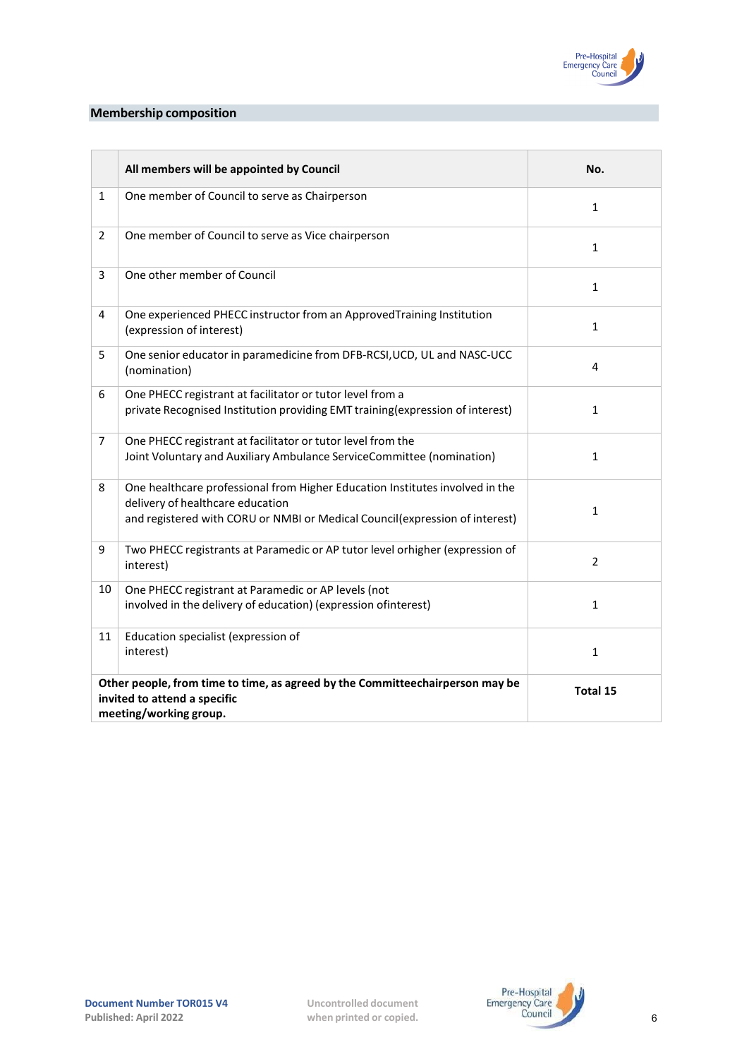## Membership composition

| | All members will be appointed by Council | No. |
|---|---|---|
| 1 | One member of Council to serve as Chairperson | 1 |
| 2 | One member of Council to serve as Vice chairperson | 1 |
| 3 | One other member of Council | 1 |
| 4 | One experienced PHECC instructor from an ApprovedTraining Institution (expression of interest) | 1 |
| 5 | One senior educator in paramedicine from DFB-RCSI,UCD, UL and NASC-UCC (nomination) | 4 |
| 6 | One PHECC registrant at facilitator or tutor level from a private Recognised Institution providing EMT training(expression of interest) | 1 |
| 7 | One PHECC registrant at facilitator or tutor level from the Joint Voluntary and Auxiliary Ambulance ServiceCommittee (nomination) | 1 |
| 8 | One healthcare professional from Higher Education Institutes involved in the delivery of healthcare education and registered with CORU or NMBI or Medical Council(expression of interest) | 1 |
| 9 | Two PHECC registrants at Paramedic or AP tutor level orhigher (expression of interest) | 2 |
| 10 | One PHECC registrant at Paramedic or AP levels (not involved in the delivery of education) (expression ofinterest) | 1 |
| 11 | Education specialist (expression of interest) | 1 |
| **Other people, from time to time, as agreed by the Committeechairperson may be invited to attend a specific meeting/working group.** | | **Total 15** |

**Document Number TOR015 V4**
**Published: April 2022**

Uncontrolled document when printed or copied.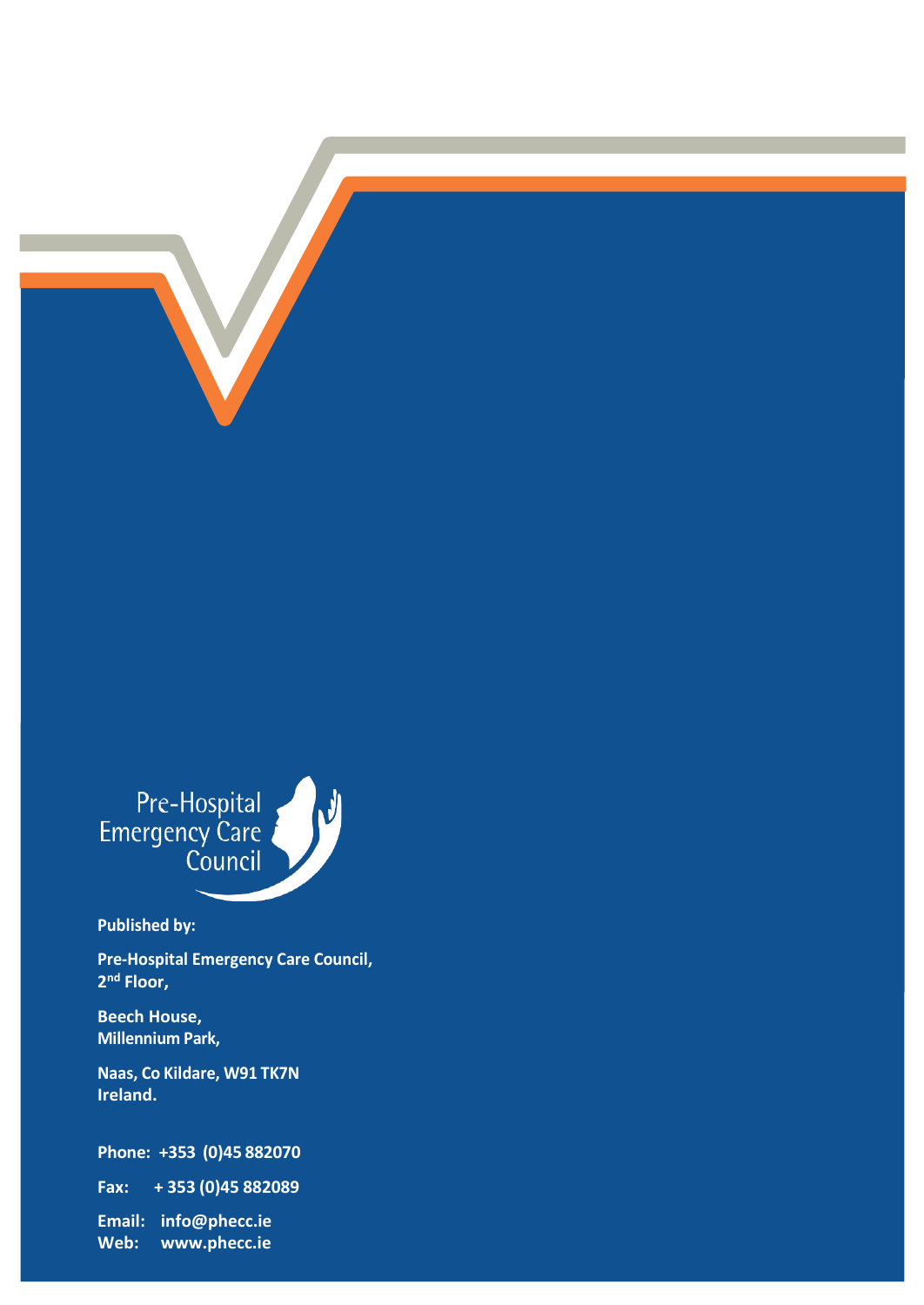Pre-Hospital Emergency Care Council

**Published by:**

**Pre-Hospital Emergency Care Council, 2nd Floor,**

**Beech House,**
**Millennium Park,**

**Naas, Co Kildare, W91 TK7N**
**Ireland.**

**Phone: +353 (0)45 882070**

**Fax: + 353 (0)45 882089**

**Email: info@phecc.ie**
**Web: www.phecc.ie**